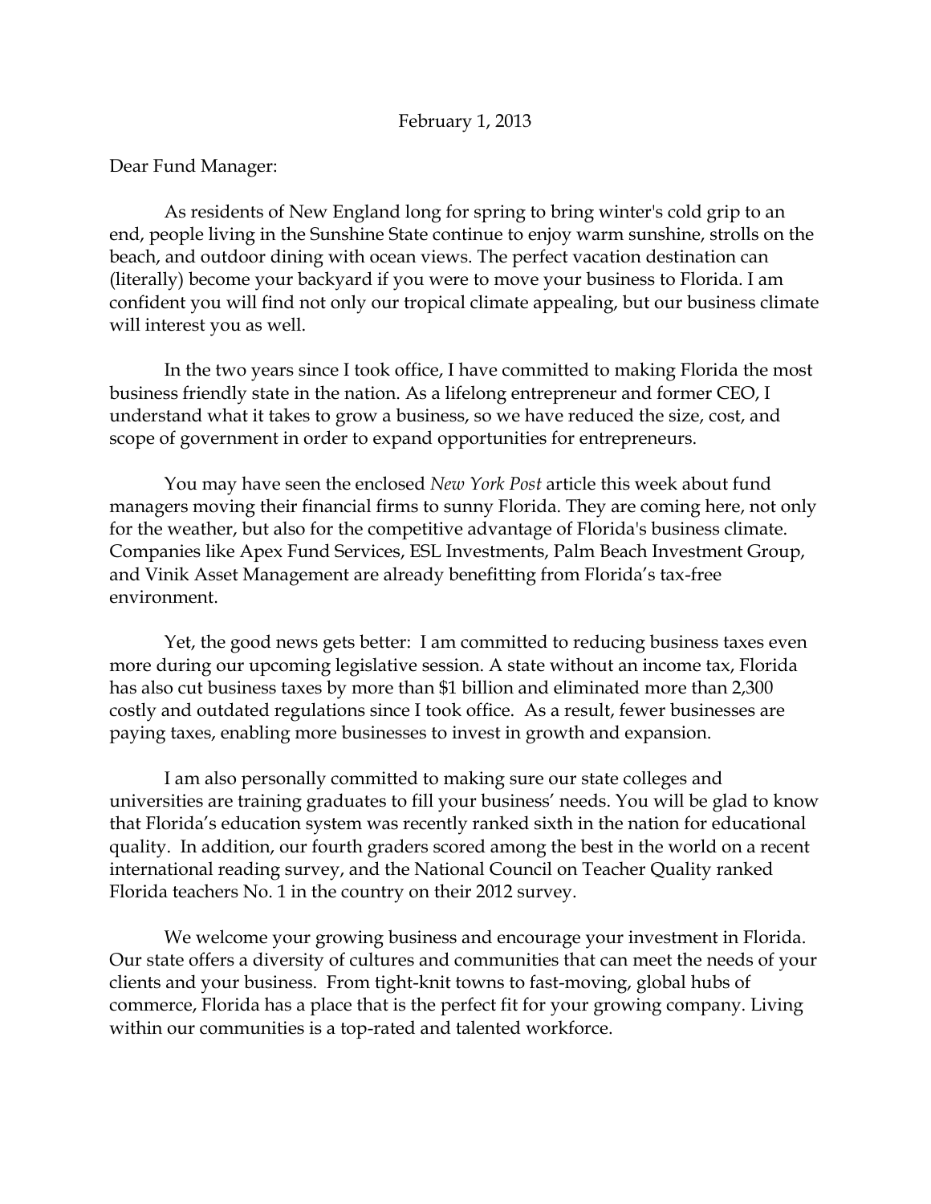February 1, 2013

Dear Fund Manager:

As residents of New England long for spring to bring winter's cold grip to an end, people living in the Sunshine State continue to enjoy warm sunshine, strolls on the beach, and outdoor dining with ocean views. The perfect vacation destination can (literally) become your backyard if you were to move your business to Florida. I am confident you will find not only our tropical climate appealing, but our business climate will interest you as well.

In the two years since I took office, I have committed to making Florida the most business friendly state in the nation. As a lifelong entrepreneur and former CEO, I understand what it takes to grow a business, so we have reduced the size, cost, and scope of government in order to expand opportunities for entrepreneurs.

You may have seen the enclosed *New York Post* article this week about fund managers moving their financial firms to sunny Florida. They are coming here, not only for the weather, but also for the competitive advantage of Florida's business climate. Companies like Apex Fund Services, ESL Investments, Palm Beach Investment Group, and Vinik Asset Management are already benefitting from Florida's tax-free environment.

Yet, the good news gets better: I am committed to reducing business taxes even more during our upcoming legislative session. A state without an income tax, Florida has also cut business taxes by more than $1 billion and eliminated more than 2,300 costly and outdated regulations since I took office. As a result, fewer businesses are paying taxes, enabling more businesses to invest in growth and expansion.

I am also personally committed to making sure our state colleges and universities are training graduates to fill your business' needs. You will be glad to know that Florida's education system was recently ranked sixth in the nation for educational quality. In addition, our fourth graders scored among the best in the world on a recent international reading survey, and the National Council on Teacher Quality ranked Florida teachers No. 1 in the country on their 2012 survey.

We welcome your growing business and encourage your investment in Florida. Our state offers a diversity of cultures and communities that can meet the needs of your clients and your business. From tight-knit towns to fast-moving, global hubs of commerce, Florida has a place that is the perfect fit for your growing company. Living within our communities is a top-rated and talented workforce.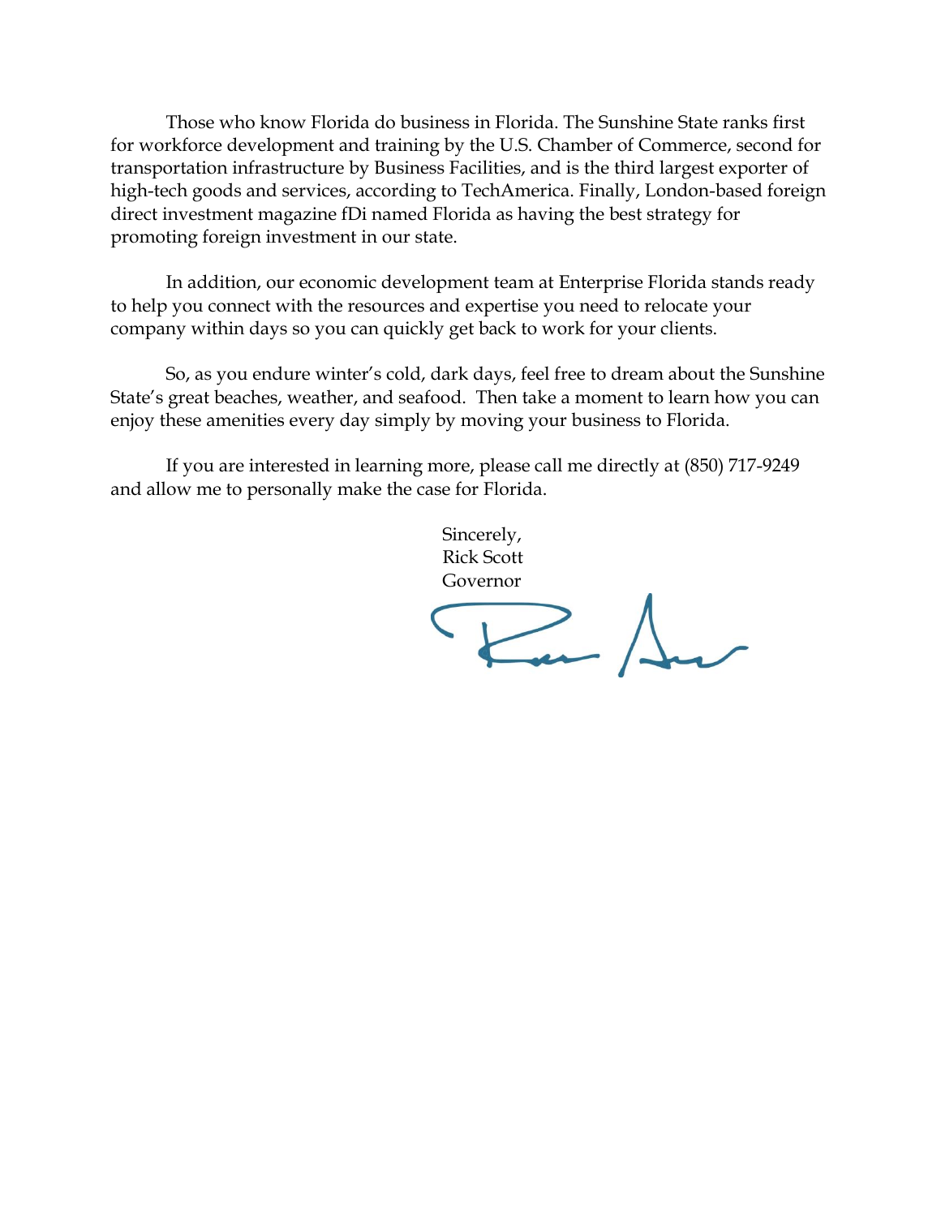Those who know Florida do business in Florida. The Sunshine State ranks first for workforce development and training by the U.S. Chamber of Commerce, second for transportation infrastructure by Business Facilities, and is the third largest exporter of high-tech goods and services, according to TechAmerica. Finally, London-based foreign direct investment magazine fDi named Florida as having the best strategy for promoting foreign investment in our state.

In addition, our economic development team at Enterprise Florida stands ready to help you connect with the resources and expertise you need to relocate your company within days so you can quickly get back to work for your clients.

So, as you endure winter's cold, dark days, feel free to dream about the Sunshine State's great beaches, weather, and seafood. Then take a moment to learn how you can enjoy these amenities every day simply by moving your business to Florida.

If you are interested in learning more, please call me directly at (850) 717-9249 and allow me to personally make the case for Florida.

Sincerely,
Rick Scott
Governor